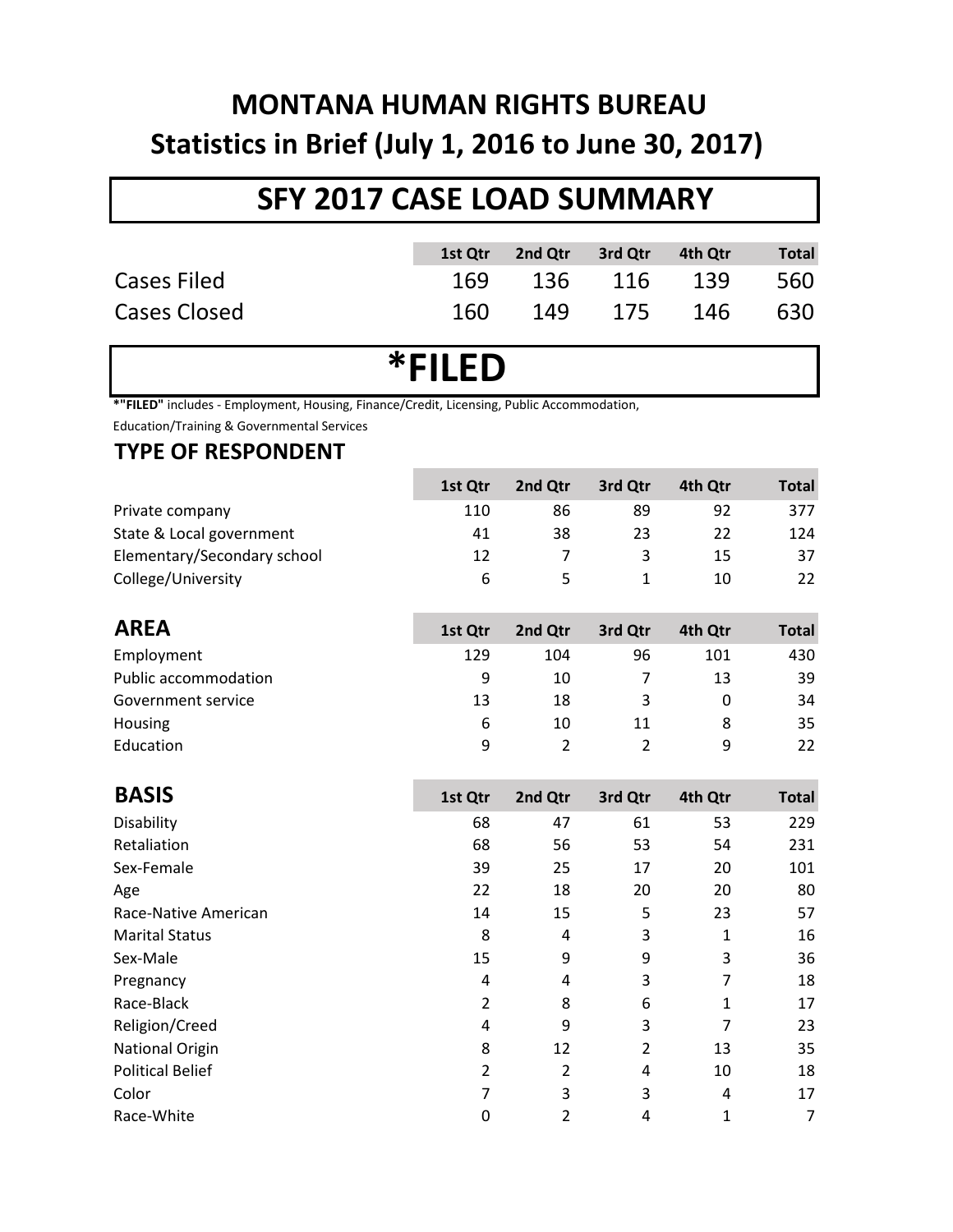# MONTANA HUMAN RIGHTS BUREAU

## Statistics in Brief (July 1, 2016 to June 30, 2017)

## SFY 2017 CASE LOAD SUMMARY

| | 1st Qtr | 2nd Qtr | 3rd Qtr | 4th Qtr | Total |
|---|---|---|---|---|---|
| Cases Filed | 169 | 136 | 116 | 139 | 560 |
| Cases Closed | 160 | 149 | 175 | 146 | 630 |

## *FILED

***"FILED"** includes - Employment, Housing, Finance/Credit, Licensing, Public Accommodation, Education/Training & Governmental Services

### TYPE OF RESPONDENT

| | 1st Qtr | 2nd Qtr | 3rd Qtr | 4th Qtr | Total |
|---|---|---|---|---|---|
| Private company | 110 | 86 | 89 | 92 | 377 |
| State & Local government | 41 | 38 | 23 | 22 | 124 |
| Elementary/Secondary school | 12 | 7 | 3 | 15 | 37 |
| College/University | 6 | 5 | 1 | 10 | 22 |

### AREA

| | 1st Qtr | 2nd Qtr | 3rd Qtr | 4th Qtr | Total |
|---|---|---|---|---|---|
| Employment | 129 | 104 | 96 | 101 | 430 |
| Public accommodation | 9 | 10 | 7 | 13 | 39 |
| Government service | 13 | 18 | 3 | 0 | 34 |
| Housing | 6 | 10 | 11 | 8 | 35 |
| Education | 9 | 2 | 2 | 9 | 22 |

### BASIS

| | 1st Qtr | 2nd Qtr | 3rd Qtr | 4th Qtr | Total |
|---|---|---|---|---|---|
| Disability | 68 | 47 | 61 | 53 | 229 |
| Retaliation | 68 | 56 | 53 | 54 | 231 |
| Sex-Female | 39 | 25 | 17 | 20 | 101 |
| Age | 22 | 18 | 20 | 20 | 80 |
| Race-Native American | 14 | 15 | 5 | 23 | 57 |
| Marital Status | 8 | 4 | 3 | 1 | 16 |
| Sex-Male | 15 | 9 | 9 | 3 | 36 |
| Pregnancy | 4 | 4 | 3 | 7 | 18 |
| Race-Black | 2 | 8 | 6 | 1 | 17 |
| Religion/Creed | 4 | 9 | 3 | 7 | 23 |
| National Origin | 8 | 12 | 2 | 13 | 35 |
| Political Belief | 2 | 2 | 4 | 10 | 18 |
| Color | 7 | 3 | 3 | 4 | 17 |
| Race-White | 0 | 2 | 4 | 1 | 7 |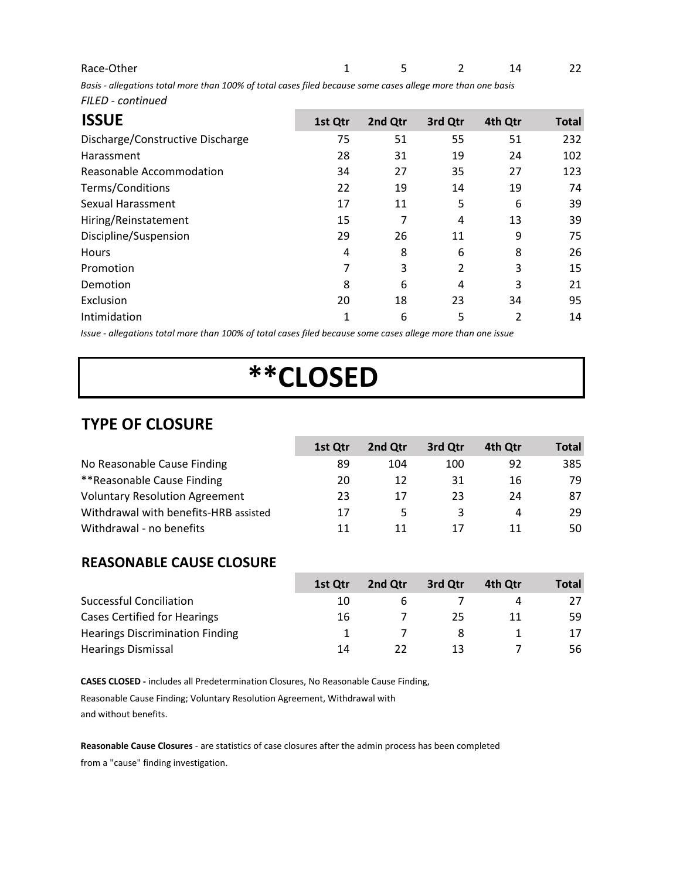| | | | | | |
|---|---|---|---|---|---|
| Race-Other | 1 | 5 | 2 | 14 | 22 |

*Basis - allegations total more than 100% of total cases filed because some cases allege more than one basis*

*FILED - continued*

| ISSUE | 1st Qtr | 2nd Qtr | 3rd Qtr | 4th Qtr | Total |
|---|---|---|---|---|---|
| Discharge/Constructive Discharge | 75 | 51 | 55 | 51 | 232 |
| Harassment | 28 | 31 | 19 | 24 | 102 |
| Reasonable Accommodation | 34 | 27 | 35 | 27 | 123 |
| Terms/Conditions | 22 | 19 | 14 | 19 | 74 |
| Sexual Harassment | 17 | 11 | 5 | 6 | 39 |
| Hiring/Reinstatement | 15 | 7 | 4 | 13 | 39 |
| Discipline/Suspension | 29 | 26 | 11 | 9 | 75 |
| Hours | 4 | 8 | 6 | 8 | 26 |
| Promotion | 7 | 3 | 2 | 3 | 15 |
| Demotion | 8 | 6 | 4 | 3 | 21 |
| Exclusion | 20 | 18 | 23 | 34 | 95 |
| Intimidation | 1 | 6 | 5 | 2 | 14 |

*Issue - allegations total more than 100% of total cases filed because some cases allege more than one issue*

# **CLOSED

## TYPE OF CLOSURE

| | 1st Qtr | 2nd Qtr | 3rd Qtr | 4th Qtr | Total |
|---|---|---|---|---|---|
| No Reasonable Cause Finding | 89 | 104 | 100 | 92 | 385 |
| **Reasonable Cause Finding | 20 | 12 | 31 | 16 | 79 |
| Voluntary Resolution Agreement | 23 | 17 | 23 | 24 | 87 |
| Withdrawal with benefits-HRB assisted | 17 | 5 | 3 | 4 | 29 |
| Withdrawal - no benefits | 11 | 11 | 17 | 11 | 50 |

## REASONABLE CAUSE CLOSURE

| | 1st Qtr | 2nd Qtr | 3rd Qtr | 4th Qtr | Total |
|---|---|---|---|---|---|
| Successful Conciliation | 10 | 6 | 7 | 4 | 27 |
| Cases Certified for Hearings | 16 | 7 | 25 | 11 | 59 |
| Hearings Discrimination Finding | 1 | 7 | 8 | 1 | 17 |
| Hearings Dismissal | 14 | 22 | 13 | 7 | 56 |

**CASES CLOSED -** includes all Predetermination Closures, No Reasonable Cause Finding, Reasonable Cause Finding; Voluntary Resolution Agreement, Withdrawal with and without benefits.

**Reasonable Cause Closures** - are statistics of case closures after the admin process has been completed from a "cause" finding investigation.